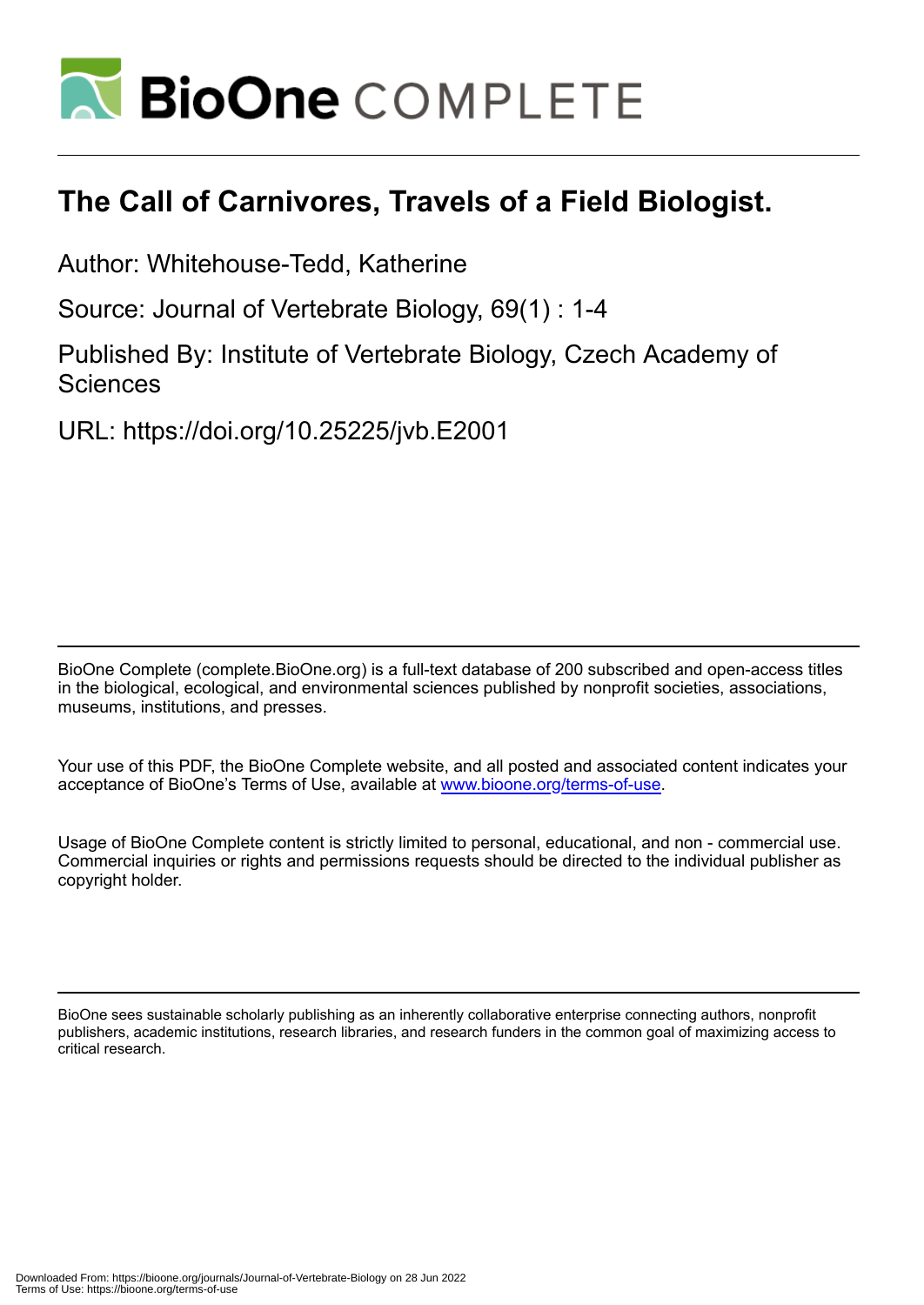# The Call of Carnivores, Travels of a Field Biologist.

Author: Whitehouse-Tedd, Katherine

Source: Journal of Vertebrate Biology, 69(1) : 1-4

Published By: Institute of Vertebrate Biology, Czech Academy of Sciences

URL: https://doi.org/10.25225/jvb.E2001

BioOne Complete (complete.BioOne.org) is a full-text database of 200 subscribed and open-access titles in the biological, ecological, and environmental sciences published by nonprofit societies, associations, museums, institutions, and presses.

Your use of this PDF, the BioOne Complete website, and all posted and associated content indicates your acceptance of BioOne's Terms of Use, available at www.bioone.org/terms-of-use.

Usage of BioOne Complete content is strictly limited to personal, educational, and non - commercial use. Commercial inquiries or rights and permissions requests should be directed to the individual publisher as copyright holder.

BioOne sees sustainable scholarly publishing as an inherently collaborative enterprise connecting authors, nonprofit publishers, academic institutions, research libraries, and research funders in the common goal of maximizing access to critical research.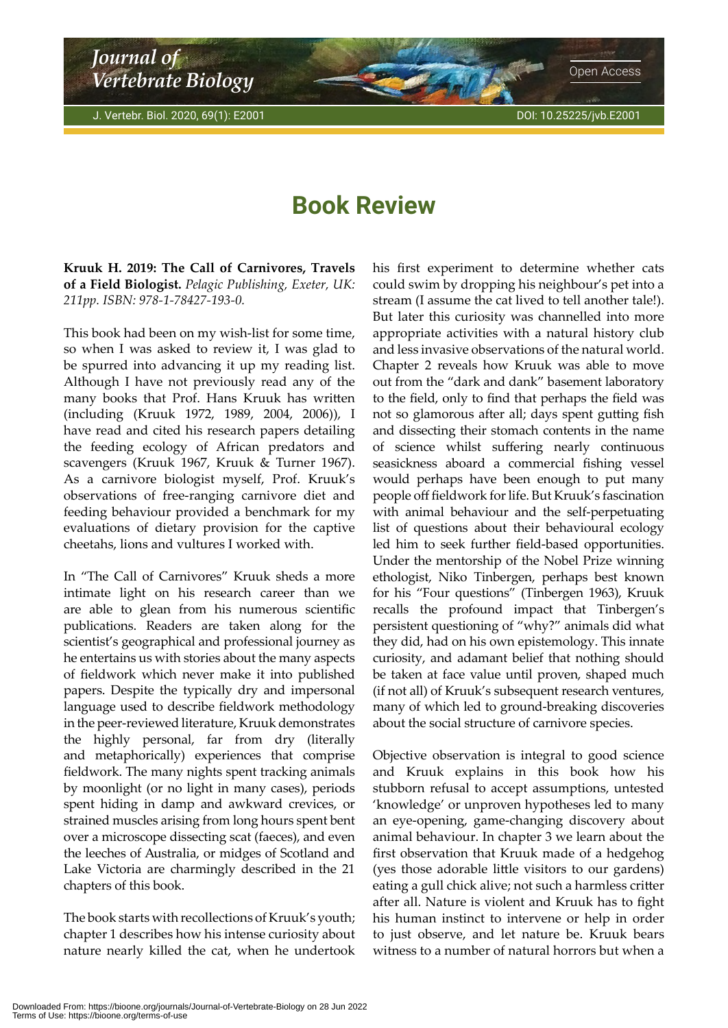# Book Review

**Kruuk H. 2019: The Call of Carnivores, Travels of a Field Biologist.** *Pelagic Publishing, Exeter, UK: 211pp. ISBN: 978-1-78427-193-0.*

This book had been on my wish-list for some time, so when I was asked to review it, I was glad to be spurred into advancing it up my reading list. Although I have not previously read any of the many books that Prof. Hans Kruuk has written (including (Kruuk 1972, 1989, 2004, 2006)), I have read and cited his research papers detailing the feeding ecology of African predators and scavengers (Kruuk 1967, Kruuk & Turner 1967). As a carnivore biologist myself, Prof. Kruuk's observations of free-ranging carnivore diet and feeding behaviour provided a benchmark for my evaluations of dietary provision for the captive cheetahs, lions and vultures I worked with.

In "The Call of Carnivores" Kruuk sheds a more intimate light on his research career than we are able to glean from his numerous scientific publications. Readers are taken along for the scientist's geographical and professional journey as he entertains us with stories about the many aspects of fieldwork which never make it into published papers. Despite the typically dry and impersonal language used to describe fieldwork methodology in the peer-reviewed literature, Kruuk demonstrates the highly personal, far from dry (literally and metaphorically) experiences that comprise fieldwork. The many nights spent tracking animals by moonlight (or no light in many cases), periods spent hiding in damp and awkward crevices, or strained muscles arising from long hours spent bent over a microscope dissecting scat (faeces), and even the leeches of Australia, or midges of Scotland and Lake Victoria are charmingly described in the 21 chapters of this book.

The book starts with recollections of Kruuk's youth; chapter 1 describes how his intense curiosity about nature nearly killed the cat, when he undertook his first experiment to determine whether cats could swim by dropping his neighbour's pet into a stream (I assume the cat lived to tell another tale!). But later this curiosity was channelled into more appropriate activities with a natural history club and less invasive observations of the natural world. Chapter 2 reveals how Kruuk was able to move out from the "dark and dank" basement laboratory to the field, only to find that perhaps the field was not so glamorous after all; days spent gutting fish and dissecting their stomach contents in the name of science whilst suffering nearly continuous seasickness aboard a commercial fishing vessel would perhaps have been enough to put many people off fieldwork for life. But Kruuk's fascination with animal behaviour and the self-perpetuating list of questions about their behavioural ecology led him to seek further field-based opportunities. Under the mentorship of the Nobel Prize winning ethologist, Niko Tinbergen, perhaps best known for his "Four questions" (Tinbergen 1963), Kruuk recalls the profound impact that Tinbergen's persistent questioning of "why?" animals did what they did, had on his own epistemology. This innate curiosity, and adamant belief that nothing should be taken at face value until proven, shaped much (if not all) of Kruuk's subsequent research ventures, many of which led to ground-breaking discoveries about the social structure of carnivore species.

Objective observation is integral to good science and Kruuk explains in this book how his stubborn refusal to accept assumptions, untested 'knowledge' or unproven hypotheses led to many an eye-opening, game-changing discovery about animal behaviour. In chapter 3 we learn about the first observation that Kruuk made of a hedgehog (yes those adorable little visitors to our gardens) eating a gull chick alive; not such a harmless critter after all. Nature is violent and Kruuk has to fight his human instinct to intervene or help in order to just observe, and let nature be. Kruuk bears witness to a number of natural horrors but when a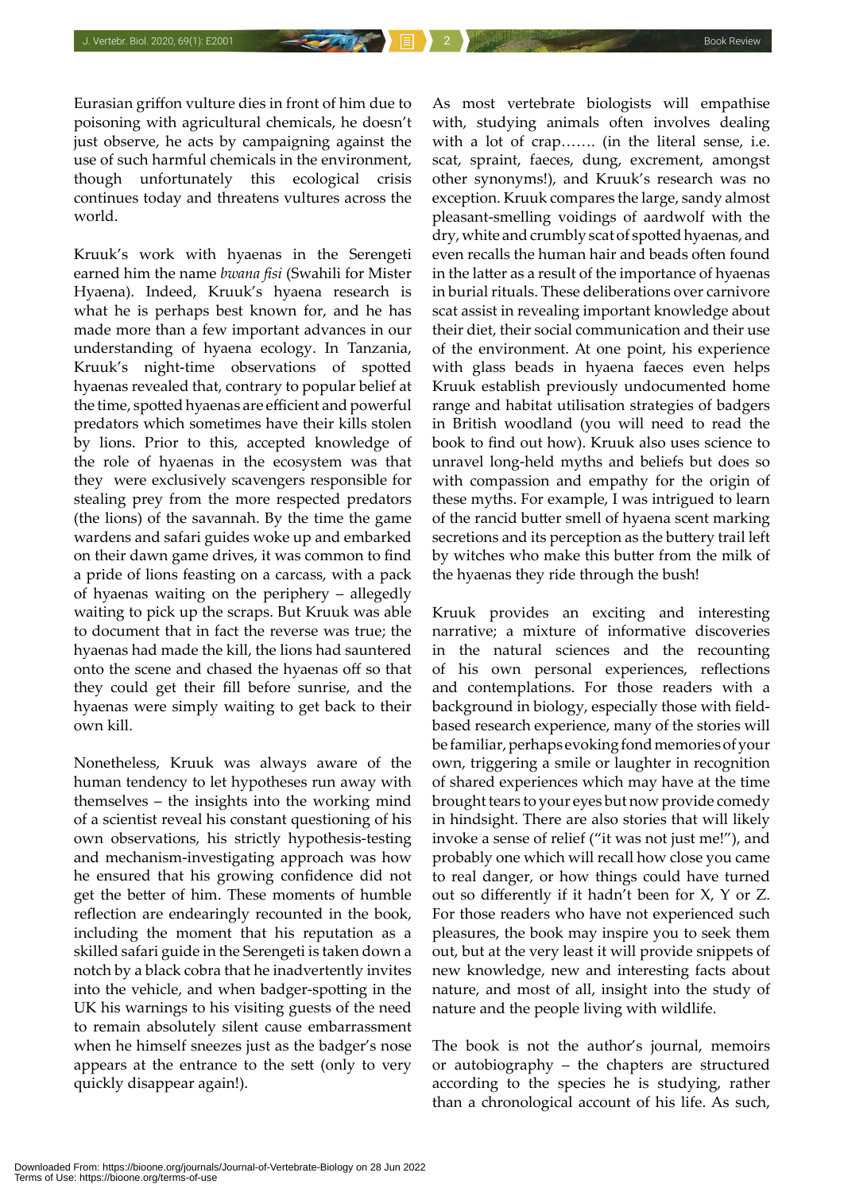Eurasian griffon vulture dies in front of him due to poisoning with agricultural chemicals, he doesn't just observe, he acts by campaigning against the use of such harmful chemicals in the environment, though unfortunately this ecological crisis continues today and threatens vultures across the world.

Kruuk's work with hyaenas in the Serengeti earned him the name *bwana fisi* (Swahili for Mister Hyaena). Indeed, Kruuk's hyaena research is what he is perhaps best known for, and he has made more than a few important advances in our understanding of hyaena ecology. In Tanzania, Kruuk's night-time observations of spotted hyaenas revealed that, contrary to popular belief at the time, spotted hyaenas are efficient and powerful predators which sometimes have their kills stolen by lions. Prior to this, accepted knowledge of the role of hyaenas in the ecosystem was that they were exclusively scavengers responsible for stealing prey from the more respected predators (the lions) of the savannah. By the time the game wardens and safari guides woke up and embarked on their dawn game drives, it was common to find a pride of lions feasting on a carcass, with a pack of hyaenas waiting on the periphery – allegedly waiting to pick up the scraps. But Kruuk was able to document that in fact the reverse was true; the hyaenas had made the kill, the lions had sauntered onto the scene and chased the hyaenas off so that they could get their fill before sunrise, and the hyaenas were simply waiting to get back to their own kill.

Nonetheless, Kruuk was always aware of the human tendency to let hypotheses run away with themselves – the insights into the working mind of a scientist reveal his constant questioning of his own observations, his strictly hypothesis-testing and mechanism-investigating approach was how he ensured that his growing confidence did not get the better of him. These moments of humble reflection are endearingly recounted in the book, including the moment that his reputation as a skilled safari guide in the Serengeti is taken down a notch by a black cobra that he inadvertently invites into the vehicle, and when badger-spotting in the UK his warnings to his visiting guests of the need to remain absolutely silent cause embarrassment when he himself sneezes just as the badger's nose appears at the entrance to the sett (only to very quickly disappear again!).

As most vertebrate biologists will empathise with, studying animals often involves dealing with a lot of crap……. (in the literal sense, i.e. scat, spraint, faeces, dung, excrement, amongst other synonyms!), and Kruuk's research was no exception. Kruuk compares the large, sandy almost pleasant-smelling voidings of aardwolf with the dry, white and crumbly scat of spotted hyaenas, and even recalls the human hair and beads often found in the latter as a result of the importance of hyaenas in burial rituals. These deliberations over carnivore scat assist in revealing important knowledge about their diet, their social communication and their use of the environment. At one point, his experience with glass beads in hyaena faeces even helps Kruuk establish previously undocumented home range and habitat utilisation strategies of badgers in British woodland (you will need to read the book to find out how). Kruuk also uses science to unravel long-held myths and beliefs but does so with compassion and empathy for the origin of these myths. For example, I was intrigued to learn of the rancid butter smell of hyaena scent marking secretions and its perception as the buttery trail left by witches who make this butter from the milk of the hyaenas they ride through the bush!

Kruuk provides an exciting and interesting narrative; a mixture of informative discoveries in the natural sciences and the recounting of his own personal experiences, reflections and contemplations. For those readers with a background in biology, especially those with field-based research experience, many of the stories will be familiar, perhaps evoking fond memories of your own, triggering a smile or laughter in recognition of shared experiences which may have at the time brought tears to your eyes but now provide comedy in hindsight. There are also stories that will likely invoke a sense of relief ("it was not just me!"), and probably one which will recall how close you came to real danger, or how things could have turned out so differently if it hadn't been for X, Y or Z. For those readers who have not experienced such pleasures, the book may inspire you to seek them out, but at the very least it will provide snippets of new knowledge, new and interesting facts about nature, and most of all, insight into the study of nature and the people living with wildlife.

The book is not the author's journal, memoirs or autobiography – the chapters are structured according to the species he is studying, rather than a chronological account of his life. As such,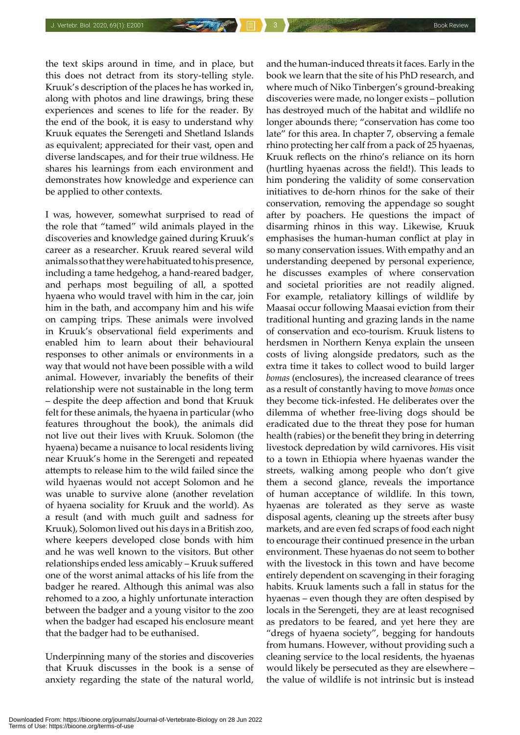the text skips around in time, and in place, but this does not detract from its story-telling style. Kruuk's description of the places he has worked in, along with photos and line drawings, bring these experiences and scenes to life for the reader. By the end of the book, it is easy to understand why Kruuk equates the Serengeti and Shetland Islands as equivalent; appreciated for their vast, open and diverse landscapes, and for their true wildness. He shares his learnings from each environment and demonstrates how knowledge and experience can be applied to other contexts.

I was, however, somewhat surprised to read of the role that "tamed" wild animals played in the discoveries and knowledge gained during Kruuk's career as a researcher. Kruuk reared several wild animals so that they were habituated to his presence, including a tame hedgehog, a hand-reared badger, and perhaps most beguiling of all, a spotted hyaena who would travel with him in the car, join him in the bath, and accompany him and his wife on camping trips. These animals were involved in Kruuk's observational field experiments and enabled him to learn about their behavioural responses to other animals or environments in a way that would not have been possible with a wild animal. However, invariably the benefits of their relationship were not sustainable in the long term – despite the deep affection and bond that Kruuk felt for these animals, the hyaena in particular (who features throughout the book), the animals did not live out their lives with Kruuk. Solomon (the hyaena) became a nuisance to local residents living near Kruuk's home in the Serengeti and repeated attempts to release him to the wild failed since the wild hyaenas would not accept Solomon and he was unable to survive alone (another revelation of hyaena sociality for Kruuk and the world). As a result (and with much guilt and sadness for Kruuk), Solomon lived out his days in a British zoo, where keepers developed close bonds with him and he was well known to the visitors. But other relationships ended less amicably – Kruuk suffered one of the worst animal attacks of his life from the badger he reared. Although this animal was also rehomed to a zoo, a highly unfortunate interaction between the badger and a young visitor to the zoo when the badger had escaped his enclosure meant that the badger had to be euthanised.

Underpinning many of the stories and discoveries that Kruuk discusses in the book is a sense of anxiety regarding the state of the natural world, and the human-induced threats it faces. Early in the book we learn that the site of his PhD research, and where much of Niko Tinbergen's ground-breaking discoveries were made, no longer exists – pollution has destroyed much of the habitat and wildlife no longer abounds there; "conservation has come too late" for this area. In chapter 7, observing a female rhino protecting her calf from a pack of 25 hyaenas, Kruuk reflects on the rhino's reliance on its horn (hurtling hyaenas across the field!). This leads to him pondering the validity of some conservation initiatives to de-horn rhinos for the sake of their conservation, removing the appendage so sought after by poachers. He questions the impact of disarming rhinos in this way. Likewise, Kruuk emphasises the human-human conflict at play in so many conservation issues. With empathy and an understanding deepened by personal experience, he discusses examples of where conservation and societal priorities are not readily aligned. For example, retaliatory killings of wildlife by Maasai occur following Maasai eviction from their traditional hunting and grazing lands in the name of conservation and eco-tourism. Kruuk listens to herdsmen in Northern Kenya explain the unseen costs of living alongside predators, such as the extra time it takes to collect wood to build larger *bomas* (enclosures), the increased clearance of trees as a result of constantly having to move *bomas* once they become tick-infested. He deliberates over the dilemma of whether free-living dogs should be eradicated due to the threat they pose for human health (rabies) or the benefit they bring in deterring livestock depredation by wild carnivores. His visit to a town in Ethiopia where hyaenas wander the streets, walking among people who don't give them a second glance, reveals the importance of human acceptance of wildlife. In this town, hyaenas are tolerated as they serve as waste disposal agents, cleaning up the streets after busy markets, and are even fed scraps of food each night to encourage their continued presence in the urban environment. These hyaenas do not seem to bother with the livestock in this town and have become entirely dependent on scavenging in their foraging habits. Kruuk laments such a fall in status for the hyaenas – even though they are often despised by locals in the Serengeti, they are at least recognised as predators to be feared, and yet here they are "dregs of hyaena society", begging for handouts from humans. However, without providing such a cleaning service to the local residents, the hyaenas would likely be persecuted as they are elsewhere – the value of wildlife is not intrinsic but is instead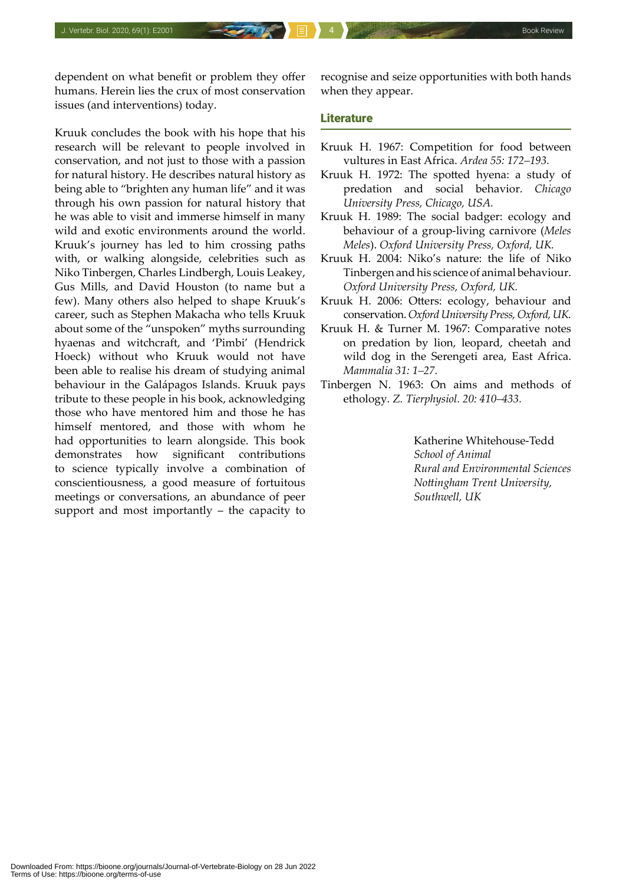dependent on what benefit or problem they offer humans. Herein lies the crux of most conservation issues (and interventions) today.

Kruuk concludes the book with his hope that his research will be relevant to people involved in conservation, and not just to those with a passion for natural history. He describes natural history as being able to "brighten any human life" and it was through his own passion for natural history that he was able to visit and immerse himself in many wild and exotic environments around the world. Kruuk's journey has led to him crossing paths with, or walking alongside, celebrities such as Niko Tinbergen, Charles Lindbergh, Louis Leakey, Gus Mills, and David Houston (to name but a few). Many others also helped to shape Kruuk's career, such as Stephen Makacha who tells Kruuk about some of the "unspoken" myths surrounding hyaenas and witchcraft, and 'Pimbi' (Hendrick Hoeck) without who Kruuk would not have been able to realise his dream of studying animal behaviour in the Galápagos Islands. Kruuk pays tribute to these people in his book, acknowledging those who have mentored him and those he has himself mentored, and those with whom he had opportunities to learn alongside. This book demonstrates how significant contributions to science typically involve a combination of conscientiousness, a good measure of fortuitous meetings or conversations, an abundance of peer support and most importantly – the capacity to recognise and seize opportunities with both hands when they appear.

## Literature

Kruuk H. 1967: Competition for food between vultures in East Africa. *Ardea 55: 172–193.*

Kruuk H. 1972: The spotted hyena: a study of predation and social behavior. *Chicago University Press, Chicago, USA.*

Kruuk H. 1989: The social badger: ecology and behaviour of a group-living carnivore (*Meles Meles*). *Oxford University Press, Oxford, UK.*

Kruuk H. 2004: Niko's nature: the life of Niko Tinbergen and his science of animal behaviour. *Oxford University Press, Oxford, UK.*

Kruuk H. 2006: Otters: ecology, behaviour and conservation. *Oxford University Press, Oxford, UK.*

Kruuk H. & Turner M. 1967: Comparative notes on predation by lion, leopard, cheetah and wild dog in the Serengeti area, East Africa. *Mammalia 31: 1–27.*

Tinbergen N. 1963: On aims and methods of ethology. *Z. Tierphysiol. 20: 410–433.*

Katherine Whitehouse-Tedd
*School of Animal*
*Rural and Environmental Sciences*
*Nottingham Trent University,*
*Southwell, UK*